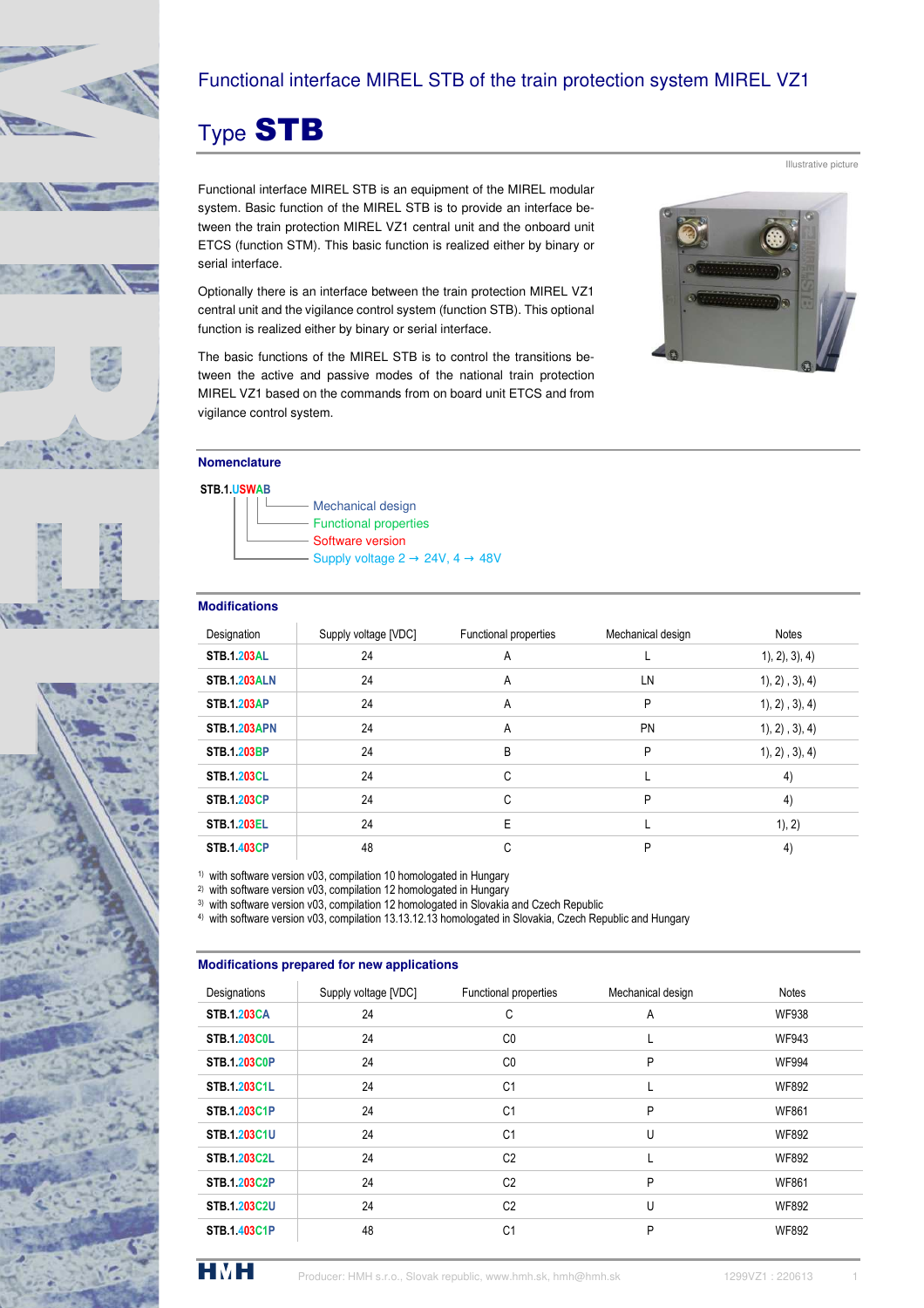# Functional interface MIREL STB of the train protection system MIREL VZ1

## Type **STB**

Illustrative picture

Functional interface MIREL STB is an equipment of the MIREL modular system. Basic function of the MIREL STB is to provide an interface between the train protection MIREL VZ1 central unit and the onboard unit ETCS (function STM). This basic function is realized either by binary or serial interface.

Optionally there is an interface between the train protection MIREL VZ1 central unit and the vigilance control system (function STB). This optional function is realized either by binary or serial interface.

The basic functions of the MIREL STB is to control the transitions between the active and passive modes of the national train protection MIREL VZ1 based on the commands from on board unit ETCS and from vigilance control system.

### Nomenclature

**STB.1.USWAB**

- B – Mechanical design
- A – Functional properties
- SW – Software version
- U – Supply voltage 2 → 24V, 4 → 48V

### Modifications

| Designation | Supply voltage [VDC] | Functional properties | Mechanical design | Notes |
|---|---|---|---|---|
| **STB.1.203AL** | 24 | A | L | 1), 2), 3), 4) |
| **STB.1.203ALN** | 24 | A | LN | 1), 2) , 3), 4) |
| **STB.1.203AP** | 24 | A | P | 1), 2) , 3), 4) |
| **STB.1.203APN** | 24 | A | PN | 1), 2) , 3), 4) |
| **STB.1.203BP** | 24 | B | P | 1), 2) , 3), 4) |
| **STB.1.203CL** | 24 | C | L | 4) |
| **STB.1.203CP** | 24 | C | P | 4) |
| **STB.1.203EL** | 24 | E | L | 1), 2) |
| **STB.1.403CP** | 48 | C | P | 4) |

[1] with software version v03, compilation 10 homologated in Hungary
[2] with software version v03, compilation 12 homologated in Hungary
[3] with software version v03, compilation 12 homologated in Slovakia and Czech Republic
[4] with software version v03, compilation 13.13.12.13 homologated in Slovakia, Czech Republic and Hungary

### Modifications prepared for new applications

| Designations | Supply voltage [VDC] | Functional properties | Mechanical design | Notes |
|---|---|---|---|---|
| **STB.1.203CA** | 24 | C | A | WF938 |
| **STB.1.203C0L** | 24 | C0 | L | WF943 |
| **STB.1.203C0P** | 24 | C0 | P | WF994 |
| **STB.1.203C1L** | 24 | C1 | L | WF892 |
| **STB.1.203C1P** | 24 | C1 | P | WF861 |
| **STB.1.203C1U** | 24 | C1 | U | WF892 |
| **STB.1.203C2L** | 24 | C2 | L | WF892 |
| **STB.1.203C2P** | 24 | C2 | P | WF861 |
| **STB.1.203C2U** | 24 | C2 | U | WF892 |
| **STB.1.403C1P** | 48 | C1 | P | WF892 |

Producer: HMH s.r.o., Slovak republic, www.hmh.sk, hmh@hmh.sk 1299VZ1 : 220613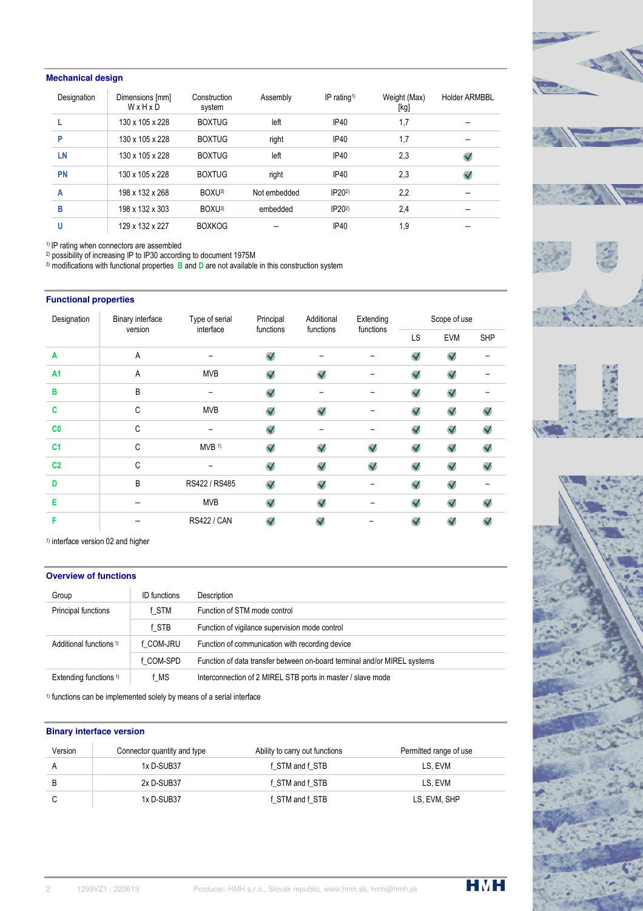## Mechanical design

| Designation | Dimensions [mm] W x H x D | Construction system | Assembly | IP rating[1] | Weight (Max) [kg] | Holder ARMBBL |
|---|---|---|---|---|---|---|
| L | 130 x 105 x 228 | BOXTUG | left | IP40 | 1,7 | – |
| P | 130 x 105 x 228 | BOXTUG | right | IP40 | 1,7 | – |
| LN | 130 x 105 x 228 | BOXTUG | left | IP40 | 2,3 | ✓ |
| PN | 130 x 105 x 228 | BOXTUG | right | IP40 | 2,3 | ✓ |
| A | 198 x 132 x 268 | BOXU[3] | Not embedded | IP20[2] | 2,2 | – |
| B | 198 x 132 x 303 | BOXU[3] | embedded | IP20[2] | 2,4 | – |
| U | 129 x 132 x 227 | BOXKOG | – | IP40 | 1,9 | – |

[1] IP rating when connectors are assembled
[2] possibility of increasing IP to IP30 according to document 1975M
[3] modifications with functional properties **B** and **D** are not available in this construction system

## Functional properties

| Designation | Binary interface version | Type of serial interface | Principal functions | Additional functions | Extending functions | Scope of use | | |
|---|---|---|---|---|---|---|---|---|
| | | | | | | LS | EVM | SHP |
| A | A | – | ✓ | – | – | ✓ | ✓ | – |
| A1 | A | MVB | ✓ | ✓ | – | ✓ | ✓ | – |
| B | B | – | ✓ | – | – | ✓ | ✓ | – |
| C | C | MVB | ✓ | ✓ | – | ✓ | ✓ | ✓ |
| C0 | C | – | ✓ | – | – | ✓ | ✓ | ✓ |
| C1 | C | MVB [1] | ✓ | ✓ | ✓ | ✓ | ✓ | ✓ |
| C2 | C | – | ✓ | ✓ | ✓ | ✓ | ✓ | ✓ |
| D | B | RS422 / RS485 | ✓ | ✓ | – | ✓ | ✓ | – |
| E | – | MVB | ✓ | ✓ | – | ✓ | ✓ | ✓ |
| F | – | RS422 / CAN | ✓ | ✓ | – | ✓ | ✓ | ✓ |

[1] interface version 02 and higher

## Overview of functions

| Group | ID functions | Description |
|---|---|---|
| Principal functions | f_STM | Function of STM mode control |
| | f_STB | Function of vigilance supervision mode control |
| Additional functions [1] | f_COM-JRU | Function of communication with recording device |
| | f_COM-SPD | Function of data transfer between on-board terminal and/or MIREL systems |
| Extending functions [1] | f_MS | Interconnection of 2 MIREL STB ports in master / slave mode |

[1] functions can be implemented solely by means of a serial interface

## Binary interface version

| Version | Connector quantity and type | Ability to carry out functions | Permitted range of use |
|---|---|---|---|
| A | 1x D-SUB37 | f_STM and f_STB | LS, EVM |
| B | 2x D-SUB37 | f_STM and f_STB | LS, EVM |
| C | 1x D-SUB37 | f_STM and f_STB | LS, EVM, SHP |

1299VZ1 : 220613    Producer: HMH s.r.o., Slovak republic, www.hmh.sk, hmh@hmh.sk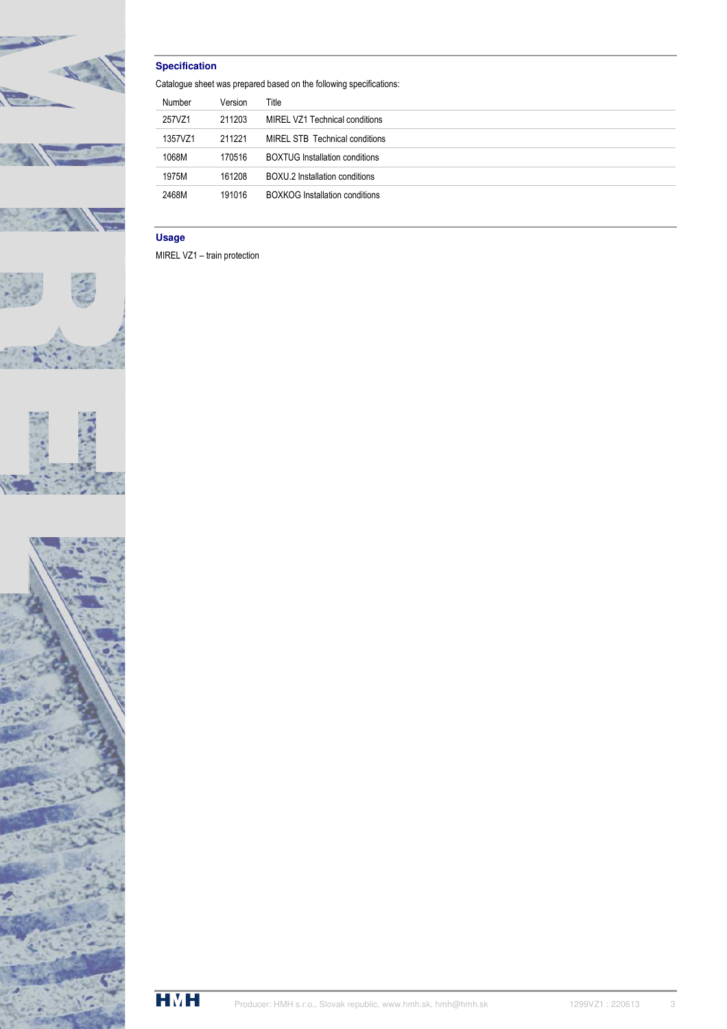## Specification

Catalogue sheet was prepared based on the following specifications:

| Number | Version | Title |
|---|---|---|
| 257VZ1 | 211203 | MIREL VZ1 Technical conditions |
| 1357VZ1 | 211221 | MIREL STB Technical conditions |
| 1068M | 170516 | BOXTUG Installation conditions |
| 1975M | 161208 | BOXU.2 Installation conditions |
| 2468M | 191016 | BOXKOG Installation conditions |

## Usage

MIREL VZ1 – train protection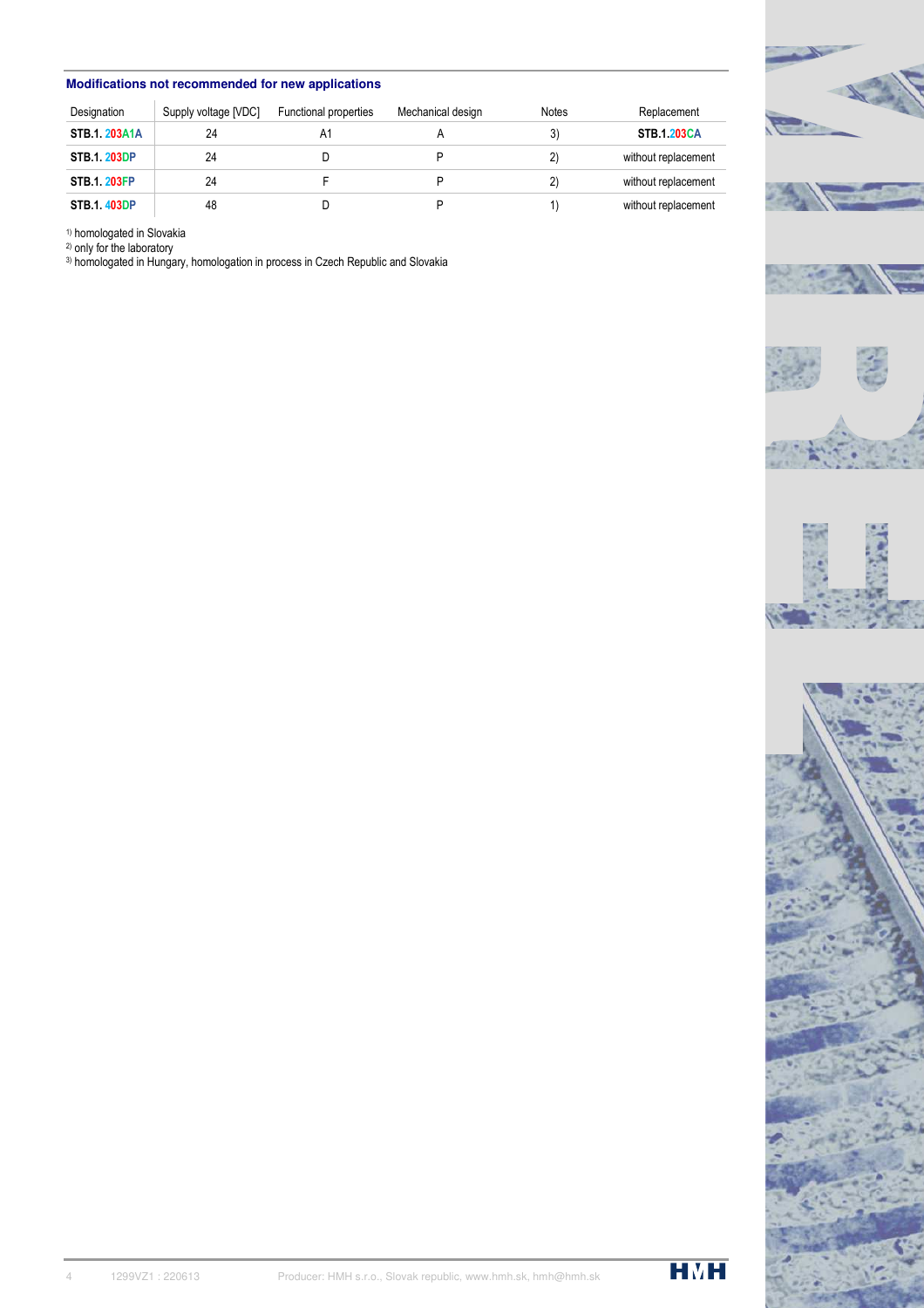### Modifications not recommended for new applications

| Designation | Supply voltage [VDC] | Functional properties | Mechanical design | Notes | Replacement |
|---|---|---|---|---|---|
| **STB.1. 203A1A** | 24 | A1 | A | 3) | **STB.1.203CA** |
| **STB.1. 203DP** | 24 | D | P | 2) | without replacement |
| **STB.1. 203FP** | 24 | F | P | 2) | without replacement |
| **STB.1. 403DP** | 48 | D | P | 1) | without replacement |

1) homologated in Slovakia
2) only for the laboratory
3) homologated in Hungary, homologation in process in Czech Republic and Slovakia